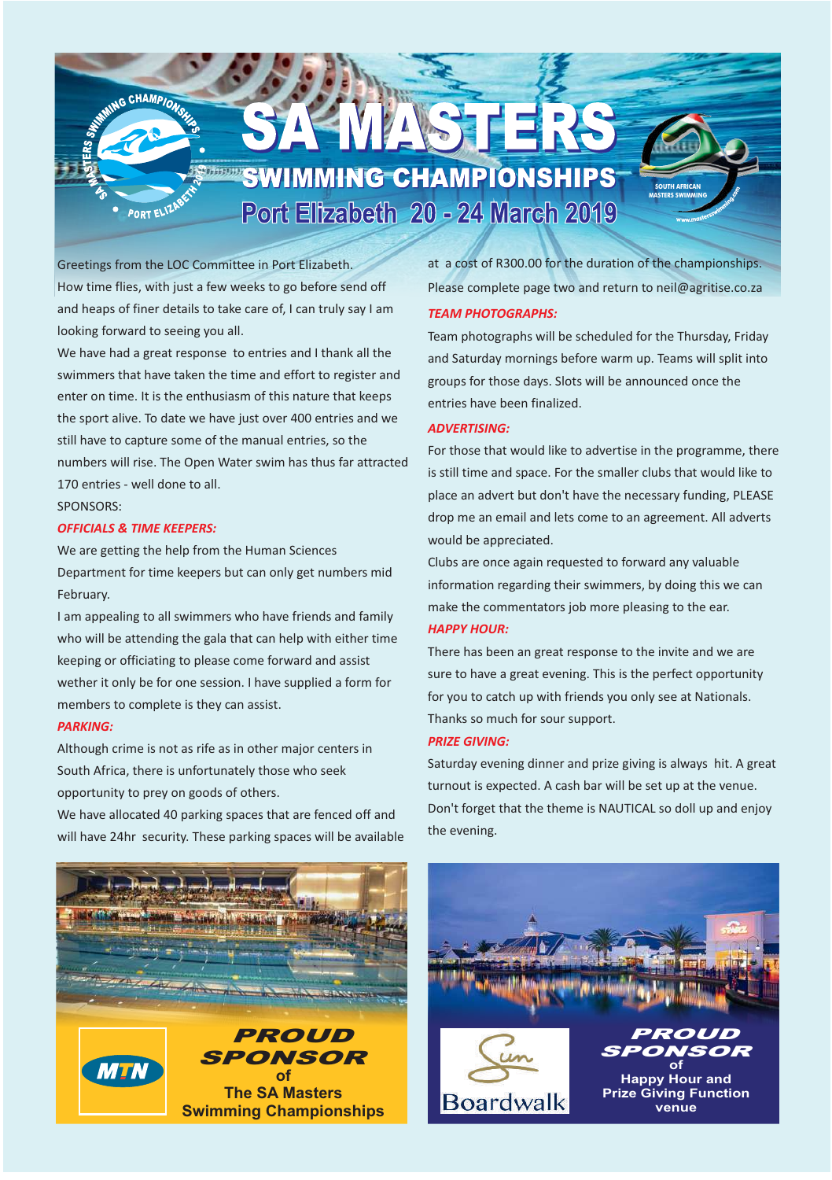# SA MASTERS

## SWIMMING CHAMPIONSHIPS

### Port Elizabeth 20 - 24 March 2019

Greetings from the LOC Committee in Port Elizabeth.

How time flies, with just a few weeks to go before send off and heaps of finer details to take care of, I can truly say I am looking forward to seeing you all.

We have had a great response to entries and I thank all the swimmers that have taken the time and effort to register and enter on time. It is the enthusiasm of this nature that keeps the sport alive. To date we have just over 400 entries and we still have to capture some of the manual entries, so the numbers will rise. The Open Water swim has thus far attracted 170 entries - well done to all.

SPONSORS:

***OFFICIALS & TIME KEEPERS:***

We are getting the help from the Human Sciences Department for time keepers but can only get numbers mid February.

I am appealing to all swimmers who have friends and family who will be attending the gala that can help with either time keeping or officiating to please come forward and assist wether it only be for one session. I have supplied a form for members to complete is they can assist.

***PARKING:***

Although crime is not as rife as in other major centers in South Africa, there is unfortunately those who seek opportunity to prey on goods of others.

We have allocated 40 parking spaces that are fenced off and will have 24hr security. These parking spaces will be available at a cost of R300.00 for the duration of the championships. Please complete page two and return to neil@agritise.co.za

***TEAM PHOTOGRAPHS:***

Team photographs will be scheduled for the Thursday, Friday and Saturday mornings before warm up. Teams will split into groups for those days. Slots will be announced once the entries have been finalized.

***ADVERTISING:***

For those that would like to advertise in the programme, there is still time and space. For the smaller clubs that would like to place an advert but don't have the necessary funding, PLEASE drop me an email and lets come to an agreement. All adverts would be appreciated.

Clubs are once again requested to forward any valuable information regarding their swimmers, by doing this we can make the commentators job more pleasing to the ear.

***HAPPY HOUR:***

There has been an great response to the invite and we are sure to have a great evening. This is the perfect opportunity for you to catch up with friends you only see at Nationals. Thanks so much for sour support.

***PRIZE GIVING:***

Saturday evening dinner and prize giving is always hit. A great turnout is expected. A cash bar will be set up at the venue. Don't forget that the theme is NAUTICAL so doll up and enjoy the evening.

**PROUD SPONSOR** of The SA Masters Swimming Championships

**PROUD SPONSOR** of Happy Hour and Prize Giving Function venue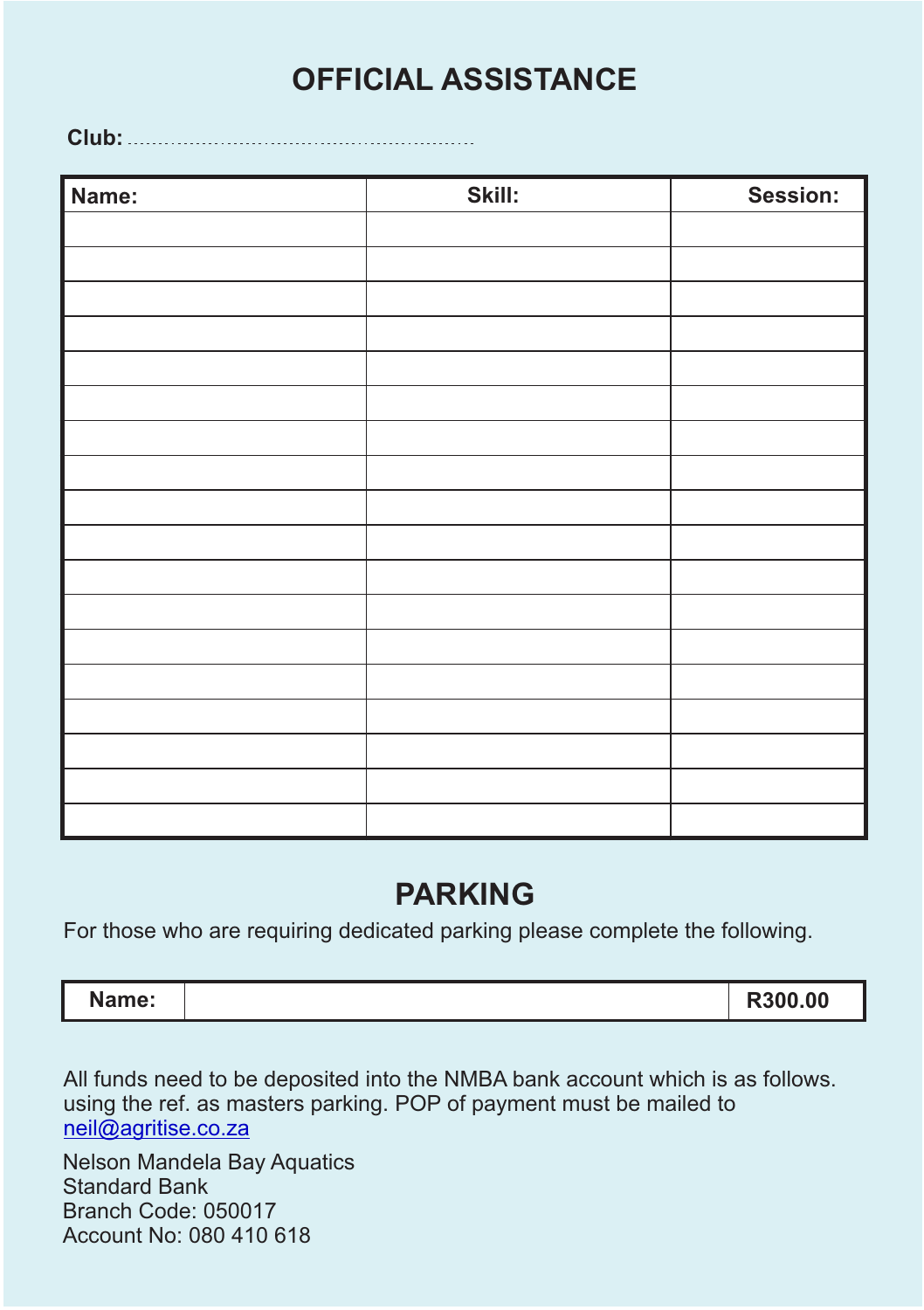# OFFICIAL ASSISTANCE

**Club:** ..........................................................

| Name: | Skill: | Session: |
|---|---|---|
| | | |
| | | |
| | | |
| | | |
| | | |
| | | |
| | | |
| | | |
| | | |
| | | |
| | | |
| | | |
| | | |
| | | |
| | | |
| | | |
| | | |
| | | |

# PARKING

For those who are requiring dedicated parking please complete the following.

| Name: | | R300.00 |
|---|---|---|

All funds need to be deposited into the NMBA bank account which is as follows. using the ref. as masters parking. POP of payment must be mailed to neil@agritise.co.za

Nelson Mandela Bay Aquatics
Standard Bank
Branch Code: 050017
Account No: 080 410 618